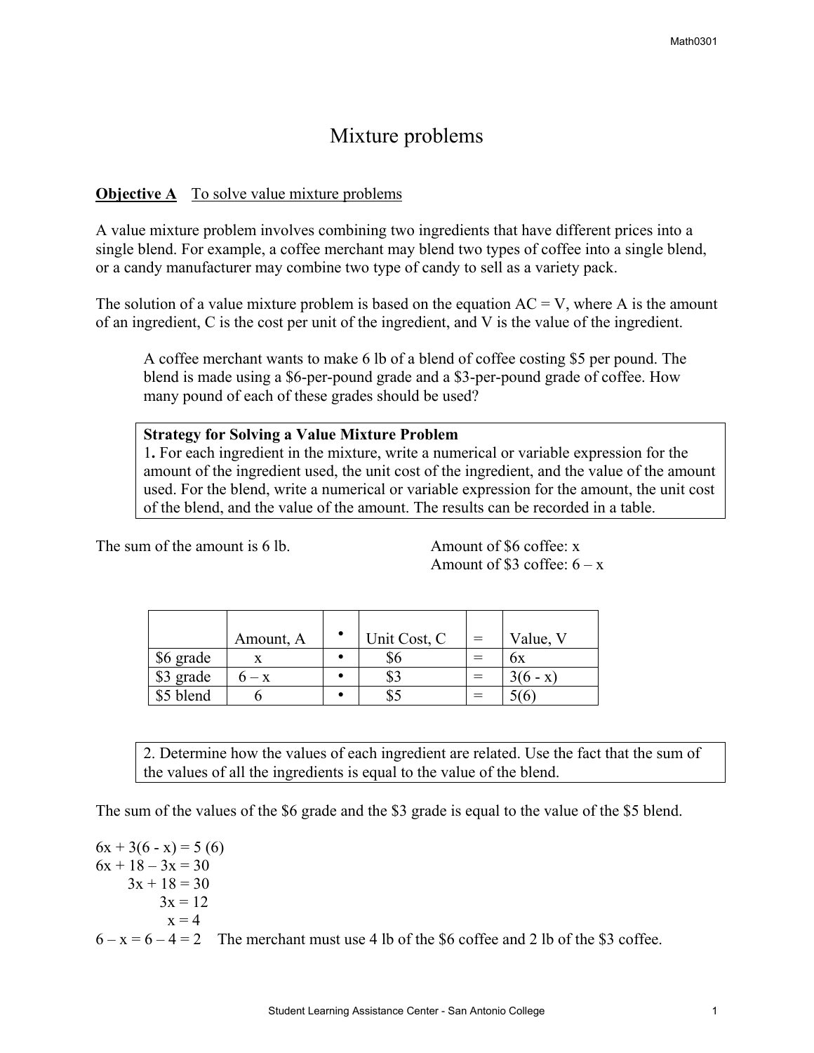# Mixture problems

**Objective A** To solve value mixture problems

A value mixture problem involves combining two ingredients that have different prices into a single blend. For example, a coffee merchant may blend two types of coffee into a single blend, or a candy manufacturer may combine two type of candy to sell as a variety pack.

The solution of a value mixture problem is based on the equation AC = V, where A is the amount of an ingredient, C is the cost per unit of the ingredient, and V is the value of the ingredient.

> A coffee merchant wants to make 6 lb of a blend of coffee costing \$5 per pound. The blend is made using a \$6-per-pound grade and a \$3-per-pound grade of coffee. How many pound of each of these grades should be used?

> **Strategy for Solving a Value Mixture Problem**
> **1.** For each ingredient in the mixture, write a numerical or variable expression for the amount of the ingredient used, the unit cost of the ingredient, and the value of the amount used. For the blend, write a numerical or variable expression for the amount, the unit cost of the blend, and the value of the amount. The results can be recorded in a table.

The sum of the amount is 6 lb.

Amount of \$6 coffee: $x$
Amount of \$3 coffee: $6 - x$

| | Amount, A | • | Unit Cost, C | = | Value, V |
|---|---|---|---|---|---|
| \$6 grade | $x$ | • | \$6 | = | $6x$ |
| \$3 grade | $6 - x$ | • | \$3 | = | $3(6 - x)$ |
| \$5 blend | 6 | • | \$5 | = | $5(6)$ |

> 2. Determine how the values of each ingredient are related. Use the fact that the sum of the values of all the ingredients is equal to the value of the blend.

The sum of the values of the \$6 grade and the \$3 grade is equal to the value of the \$5 blend.

$$6x + 3(6 - x) = 5(6)$$
$$6x + 18 - 3x = 30$$
$$3x + 18 = 30$$
$$3x = 12$$
$$x = 4$$

$6 - x = 6 - 4 = 2$ The merchant must use 4 lb of the \$6 coffee and 2 lb of the \$3 coffee.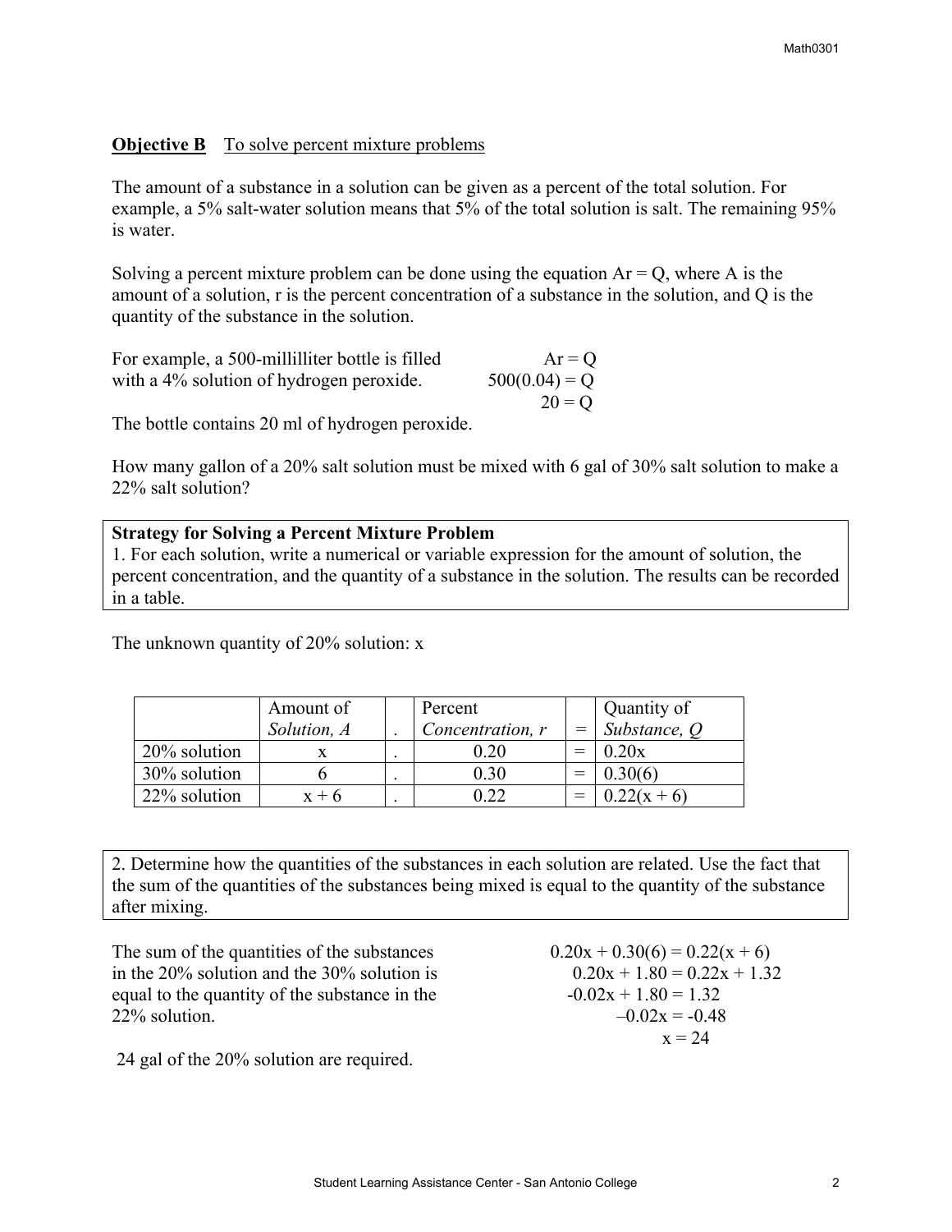**Objective B** To solve percent mixture problems

The amount of a substance in a solution can be given as a percent of the total solution. For example, a 5% salt-water solution means that 5% of the total solution is salt. The remaining 95% is water.

Solving a percent mixture problem can be done using the equation $Ar = Q$, where A is the amount of a solution, r is the percent concentration of a substance in the solution, and Q is the quantity of the substance in the solution.

For example, a 500-millilliter bottle is filled with a 4% solution of hydrogen peroxide.

$$Ar = Q$$
$$500(0.04) = Q$$
$$20 = Q$$

The bottle contains 20 ml of hydrogen peroxide.

How many gallon of a 20% salt solution must be mixed with 6 gal of 30% salt solution to make a 22% salt solution?

**Strategy for Solving a Percent Mixture Problem**
1. For each solution, write a numerical or variable expression for the amount of solution, the percent concentration, and the quantity of a substance in the solution. The results can be recorded in a table.

The unknown quantity of 20% solution: x

| | Amount of *Solution, A* | . | Percent *Concentration, r* | = | Quantity of *Substance, Q* |
|---|---|---|---|---|---|
| 20% solution | x | . | 0.20 | = | 0.20x |
| 30% solution | 6 | . | 0.30 | = | 0.30(6) |
| 22% solution | x + 6 | . | 0.22 | = | 0.22(x + 6) |

2. Determine how the quantities of the substances in each solution are related. Use the fact that the sum of the quantities of the substances being mixed is equal to the quantity of the substance after mixing.

The sum of the quantities of the substances in the 20% solution and the 30% solution is equal to the quantity of the substance in the 22% solution.

$$0.20x + 0.30(6) = 0.22(x + 6)$$
$$0.20x + 1.80 = 0.22x + 1.32$$
$$-0.02x + 1.80 = 1.32$$
$$-0.02x = -0.48$$
$$x = 24$$

24 gal of the 20% solution are required.